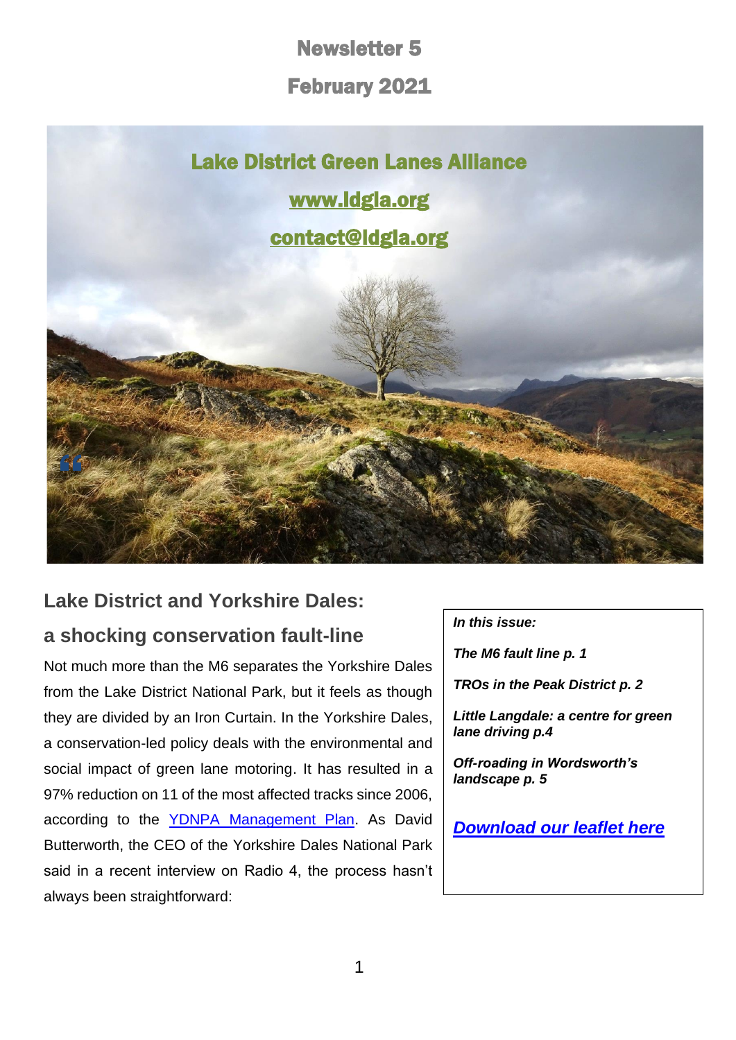# Newsletter 5

# February 2021

## Lake District Green Lanes Alliance

[www.ldgla.org](http://www.ldgla.org)

[contact@ldgla.org](mailto:contact@ldgla.org)

## Lake District and Yorkshire Dales: a shocking conservation fault-line

Not much more than the M6 separates the Yorkshire Dales from the Lake District National Park, but it feels as though they are divided by an Iron Curtain. In the Yorkshire Dales, a conservation-led policy deals with the environmental and social impact of green lane motoring. It has resulted in a 97% reduction on 11 of the most affected tracks since 2006, according to the YDNPA Management Plan. As David Butterworth, the CEO of the Yorkshire Dales National Park said in a recent interview on Radio 4, the process hasn't always been straightforward:

***In this issue:***

***The M6 fault line p. 1***

***TROs in the Peak District p. 2***

***Little Langdale: a centre for green lane driving p.4***

***Off-roading in Wordsworth's landscape p. 5***

***Download our leaflet here***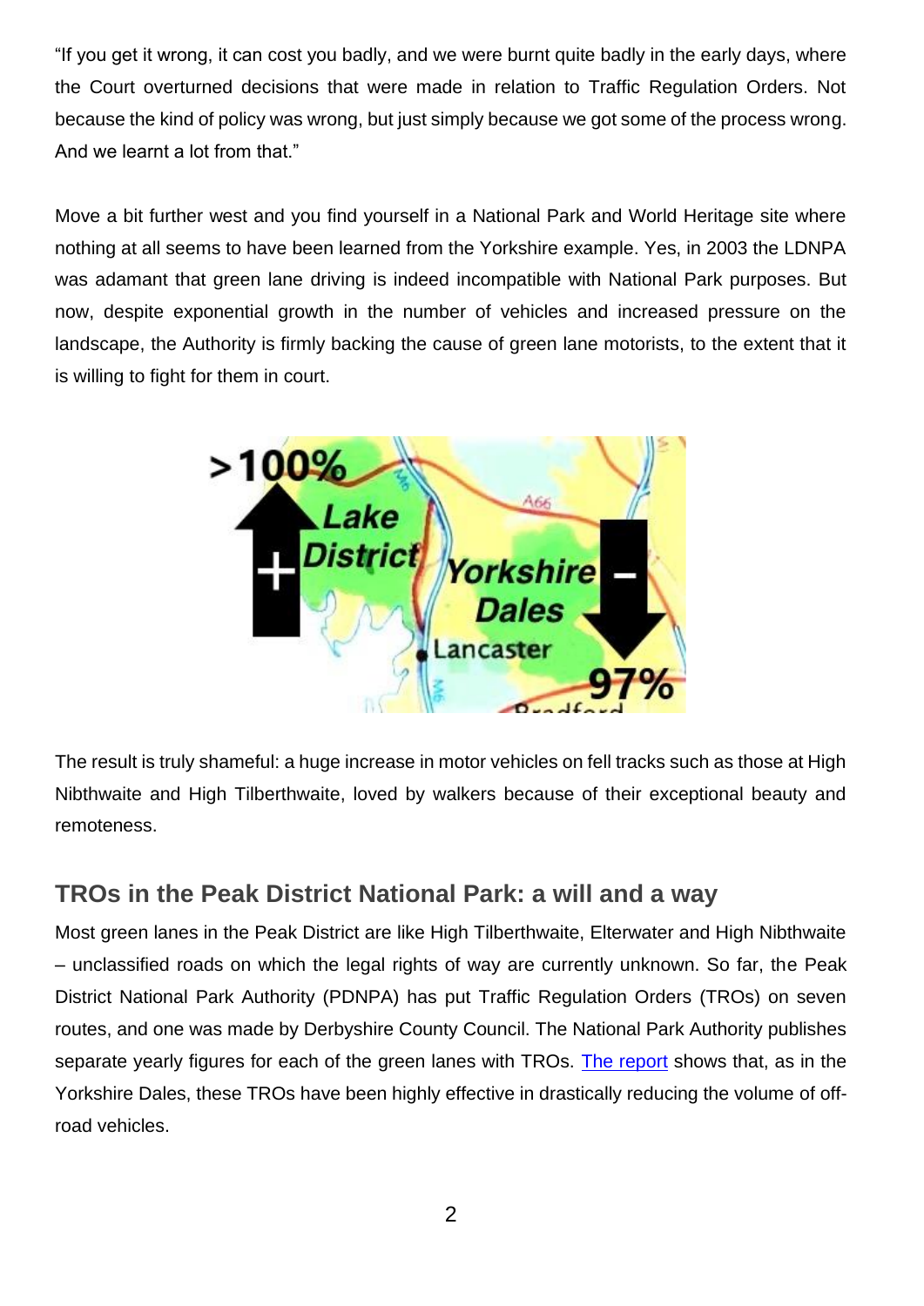"If you get it wrong, it can cost you badly, and we were burnt quite badly in the early days, where the Court overturned decisions that were made in relation to Traffic Regulation Orders. Not because the kind of policy was wrong, but just simply because we got some of the process wrong. And we learnt a lot from that."

Move a bit further west and you find yourself in a National Park and World Heritage site where nothing at all seems to have been learned from the Yorkshire example. Yes, in 2003 the LDNPA was adamant that green lane driving is indeed incompatible with National Park purposes. But now, despite exponential growth in the number of vehicles and increased pressure on the landscape, the Authority is firmly backing the cause of green lane motorists, to the extent that it is willing to fight for them in court.

The result is truly shameful: a huge increase in motor vehicles on fell tracks such as those at High Nibthwaite and High Tilberthwaite, loved by walkers because of their exceptional beauty and remoteness.

## TROs in the Peak District National Park: a will and a way

Most green lanes in the Peak District are like High Tilberthwaite, Elterwater and High Nibthwaite – unclassified roads on which the legal rights of way are currently unknown. So far, the Peak District National Park Authority (PDNPA) has put Traffic Regulation Orders (TROs) on seven routes, and one was made by Derbyshire County Council. The National Park Authority publishes separate yearly figures for each of the green lanes with TROs. The report shows that, as in the Yorkshire Dales, these TROs have been highly effective in drastically reducing the volume of off-road vehicles.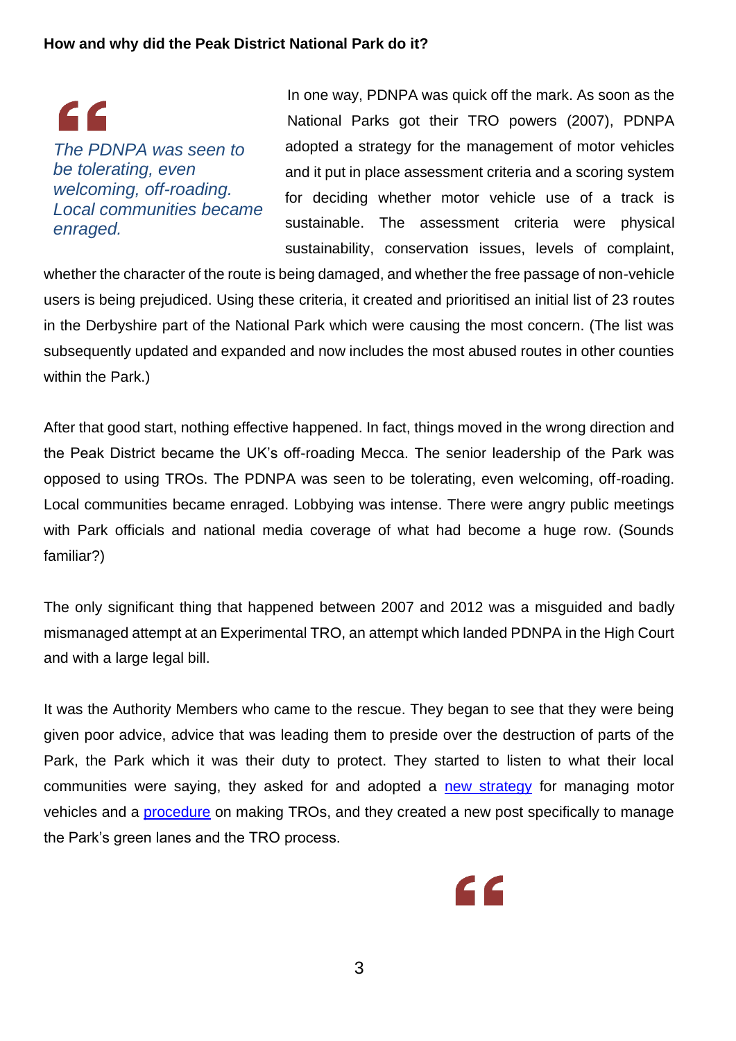**How and why did the Peak District National Park do it?**

> *The PDNPA was seen to be tolerating, even welcoming, off-roading. Local communities became enraged.*

In one way, PDNPA was quick off the mark. As soon as the National Parks got their TRO powers (2007), PDNPA adopted a strategy for the management of motor vehicles and it put in place assessment criteria and a scoring system for deciding whether motor vehicle use of a track is sustainable. The assessment criteria were physical sustainability, conservation issues, levels of complaint, whether the character of the route is being damaged, and whether the free passage of non-vehicle users is being prejudiced. Using these criteria, it created and prioritised an initial list of 23 routes in the Derbyshire part of the National Park which were causing the most concern. (The list was subsequently updated and expanded and now includes the most abused routes in other counties within the Park.)

After that good start, nothing effective happened. In fact, things moved in the wrong direction and the Peak District became the UK's off-roading Mecca. The senior leadership of the Park was opposed to using TROs. The PDNPA was seen to be tolerating, even welcoming, off-roading. Local communities became enraged. Lobbying was intense. There were angry public meetings with Park officials and national media coverage of what had become a huge row. (Sounds familiar?)

The only significant thing that happened between 2007 and 2012 was a misguided and badly mismanaged attempt at an Experimental TRO, an attempt which landed PDNPA in the High Court and with a large legal bill.

It was the Authority Members who came to the rescue. They began to see that they were being given poor advice, advice that was leading them to preside over the destruction of parts of the Park, the Park which it was their duty to protect. They started to listen to what their local communities were saying, they asked for and adopted a new strategy for managing motor vehicles and a procedure on making TROs, and they created a new post specifically to manage the Park's green lanes and the TRO process.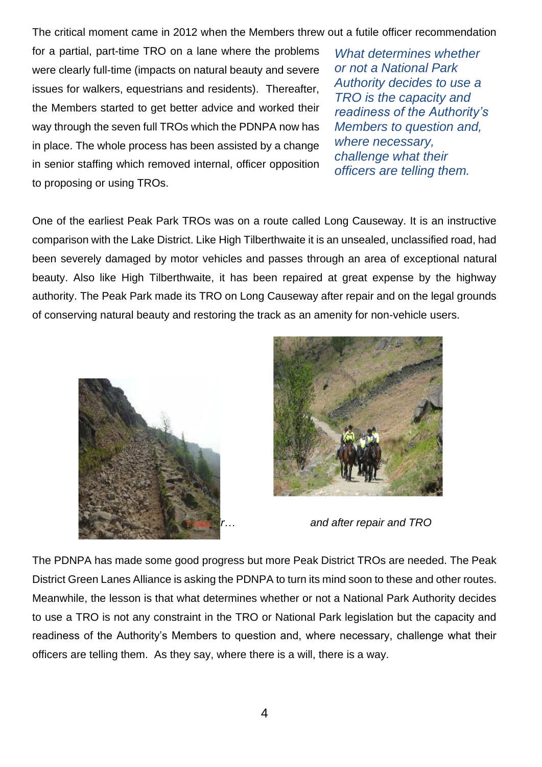The critical moment came in 2012 when the Members threw out a futile officer recommendation for a partial, part-time TRO on a lane where the problems were clearly full-time (impacts on natural beauty and severe issues for walkers, equestrians and residents). Thereafter, the Members started to get better advice and worked their way through the seven full TROs which the PDNPA now has in place. The whole process has been assisted by a change in senior staffing which removed internal, officer opposition to proposing or using TROs.

*What determines whether or not a National Park Authority decides to use a TRO is the capacity and readiness of the Authority's Members to question and, where necessary, challenge what their officers are telling them.*

One of the earliest Peak Park TROs was on a route called Long Causeway. It is an instructive comparison with the Lake District. Like High Tilberthwaite it is an unsealed, unclassified road, had been severely damaged by motor vehicles and passes through an area of exceptional natural beauty. Also like High Tilberthwaite, it has been repaired at great expense by the highway authority. The Peak Park made its TRO on Long Causeway after repair and on the legal grounds of conserving natural beauty and restoring the track as an amenity for non-vehicle users.

*r…*

*and after repair and TRO*

The PDNPA has made some good progress but more Peak District TROs are needed. The Peak District Green Lanes Alliance is asking the PDNPA to turn its mind soon to these and other routes. Meanwhile, the lesson is that what determines whether or not a National Park Authority decides to use a TRO is not any constraint in the TRO or National Park legislation but the capacity and readiness of the Authority's Members to question and, where necessary, challenge what their officers are telling them. As they say, where there is a will, there is a way.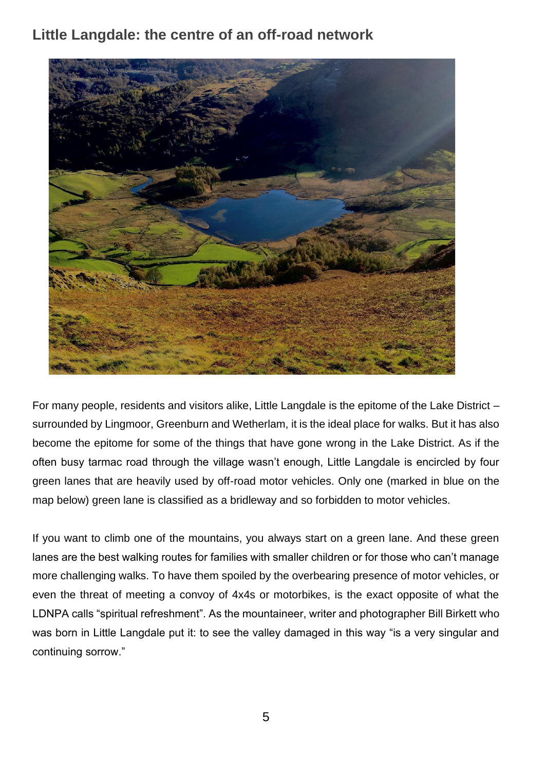## Little Langdale: the centre of an off-road network

For many people, residents and visitors alike, Little Langdale is the epitome of the Lake District – surrounded by Lingmoor, Greenburn and Wetherlam, it is the ideal place for walks. But it has also become the epitome for some of the things that have gone wrong in the Lake District. As if the often busy tarmac road through the village wasn't enough, Little Langdale is encircled by four green lanes that are heavily used by off-road motor vehicles. Only one (marked in blue on the map below) green lane is classified as a bridleway and so forbidden to motor vehicles.

If you want to climb one of the mountains, you always start on a green lane. And these green lanes are the best walking routes for families with smaller children or for those who can't manage more challenging walks. To have them spoiled by the overbearing presence of motor vehicles, or even the threat of meeting a convoy of 4x4s or motorbikes, is the exact opposite of what the LDNPA calls "spiritual refreshment". As the mountaineer, writer and photographer Bill Birkett who was born in Little Langdale put it: to see the valley damaged in this way "is a very singular and continuing sorrow."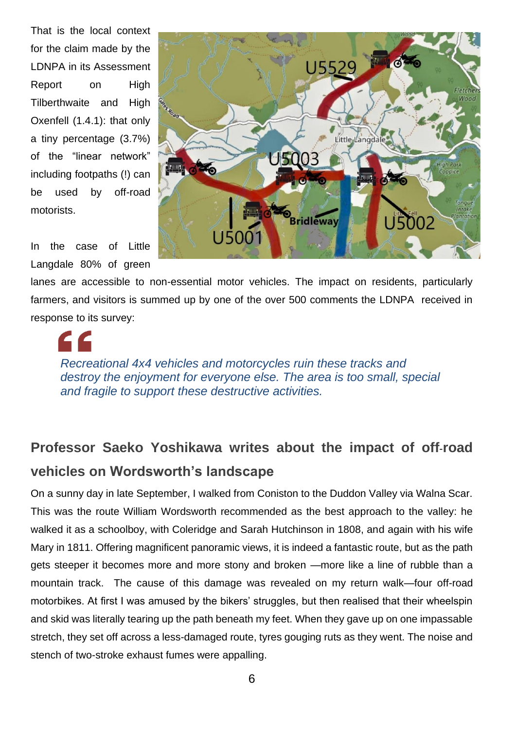That is the local context for the claim made by the LDNPA in its Assessment Report on High Tilberthwaite and High Oxenfell (1.4.1): that only a tiny percentage (3.7%) of the "linear network" including footpaths (!) can be used by off-road motorists.

In the case of Little Langdale 80% of green lanes are accessible to non-essential motor vehicles. The impact on residents, particularly farmers, and visitors is summed up by one of the over 500 comments the LDNPA received in response to its survey:

> *Recreational 4x4 vehicles and motorcycles ruin these tracks and destroy the enjoyment for everyone else. The area is too small, special and fragile to support these destructive activities.*

## Professor Saeko Yoshikawa writes about the impact of off-road vehicles on Wordsworth's landscape

On a sunny day in late September, I walked from Coniston to the Duddon Valley via Walna Scar. This was the route William Wordsworth recommended as the best approach to the valley: he walked it as a schoolboy, with Coleridge and Sarah Hutchinson in 1808, and again with his wife Mary in 1811. Offering magnificent panoramic views, it is indeed a fantastic route, but as the path gets steeper it becomes more and more stony and broken —more like a line of rubble than a mountain track. The cause of this damage was revealed on my return walk—four off-road motorbikes. At first I was amused by the bikers' struggles, but then realised that their wheelspin and skid was literally tearing up the path beneath my feet. When they gave up on one impassable stretch, they set off across a less-damaged route, tyres gouging ruts as they went. The noise and stench of two-stroke exhaust fumes were appalling.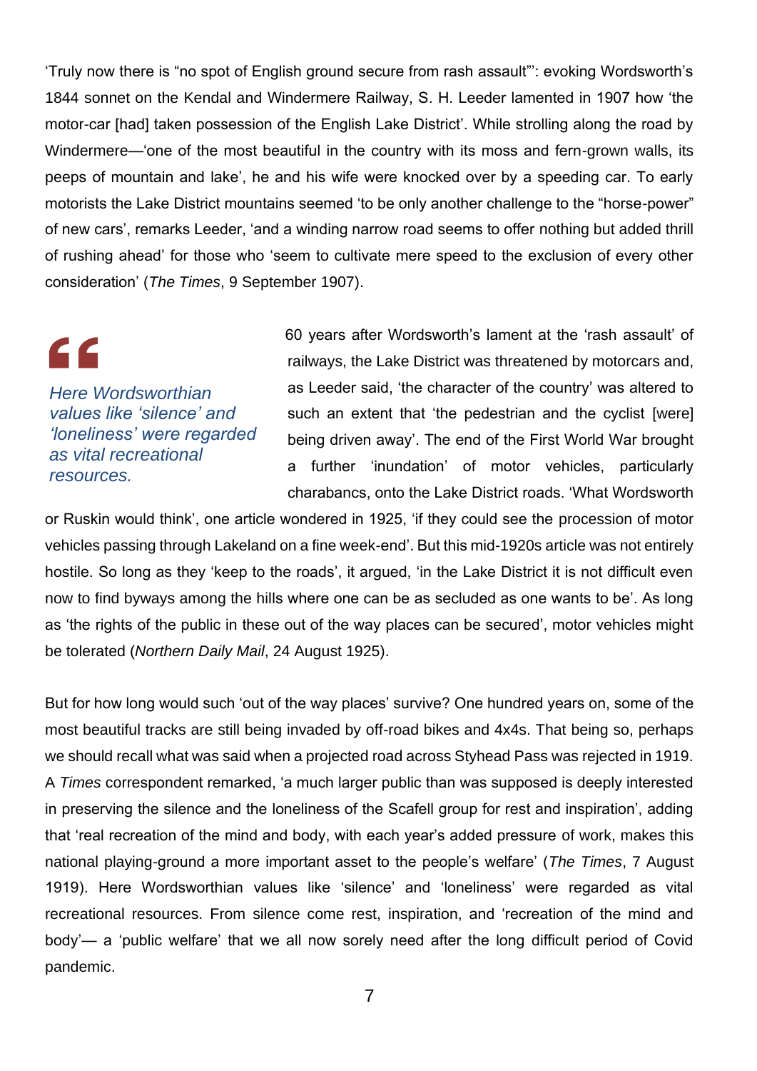'Truly now there is "no spot of English ground secure from rash assault"': evoking Wordsworth's 1844 sonnet on the Kendal and Windermere Railway, S. H. Leeder lamented in 1907 how 'the motor-car [had] taken possession of the English Lake District'. While strolling along the road by Windermere—'one of the most beautiful in the country with its moss and fern-grown walls, its peeps of mountain and lake', he and his wife were knocked over by a speeding car. To early motorists the Lake District mountains seemed 'to be only another challenge to the "horse-power" of new cars', remarks Leeder, 'and a winding narrow road seems to offer nothing but added thrill of rushing ahead' for those who 'seem to cultivate mere speed to the exclusion of every other consideration' (*The Times*, 9 September 1907).

> *Here Wordsworthian values like 'silence' and 'loneliness' were regarded as vital recreational resources.*

60 years after Wordsworth's lament at the 'rash assault' of railways, the Lake District was threatened by motorcars and, as Leeder said, 'the character of the country' was altered to such an extent that 'the pedestrian and the cyclist [were] being driven away'. The end of the First World War brought a further 'inundation' of motor vehicles, particularly charabancs, onto the Lake District roads. 'What Wordsworth or Ruskin would think', one article wondered in 1925, 'if they could see the procession of motor vehicles passing through Lakeland on a fine week-end'. But this mid-1920s article was not entirely hostile. So long as they 'keep to the roads', it argued, 'in the Lake District it is not difficult even now to find byways among the hills where one can be as secluded as one wants to be'. As long as 'the rights of the public in these out of the way places can be secured', motor vehicles might be tolerated (*Northern Daily Mail*, 24 August 1925).

But for how long would such 'out of the way places' survive? One hundred years on, some of the most beautiful tracks are still being invaded by off-road bikes and 4x4s. That being so, perhaps we should recall what was said when a projected road across Styhead Pass was rejected in 1919. A *Times* correspondent remarked, 'a much larger public than was supposed is deeply interested in preserving the silence and the loneliness of the Scafell group for rest and inspiration', adding that 'real recreation of the mind and body, with each year's added pressure of work, makes this national playing-ground a more important asset to the people's welfare' (*The Times*, 7 August 1919). Here Wordsworthian values like 'silence' and 'loneliness' were regarded as vital recreational resources. From silence come rest, inspiration, and 'recreation of the mind and body'— a 'public welfare' that we all now sorely need after the long difficult period of Covid pandemic.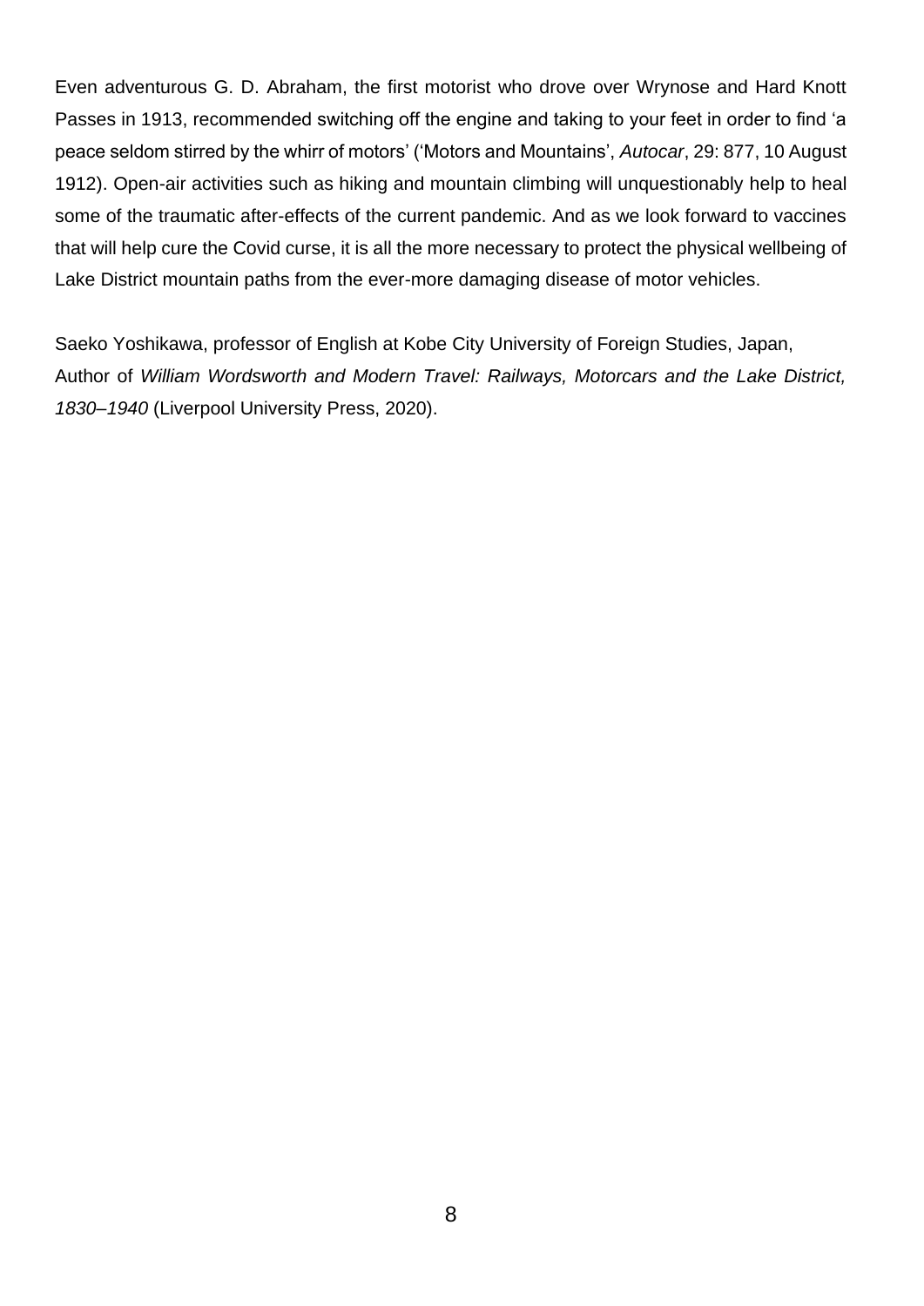Even adventurous G. D. Abraham, the first motorist who drove over Wrynose and Hard Knott Passes in 1913, recommended switching off the engine and taking to your feet in order to find 'a peace seldom stirred by the whirr of motors' ('Motors and Mountains', *Autocar*, 29: 877, 10 August 1912). Open-air activities such as hiking and mountain climbing will unquestionably help to heal some of the traumatic after-effects of the current pandemic. And as we look forward to vaccines that will help cure the Covid curse, it is all the more necessary to protect the physical wellbeing of Lake District mountain paths from the ever-more damaging disease of motor vehicles.

Saeko Yoshikawa, professor of English at Kobe City University of Foreign Studies, Japan,
Author of *William Wordsworth and Modern Travel: Railways, Motorcars and the Lake District, 1830–1940* (Liverpool University Press, 2020).